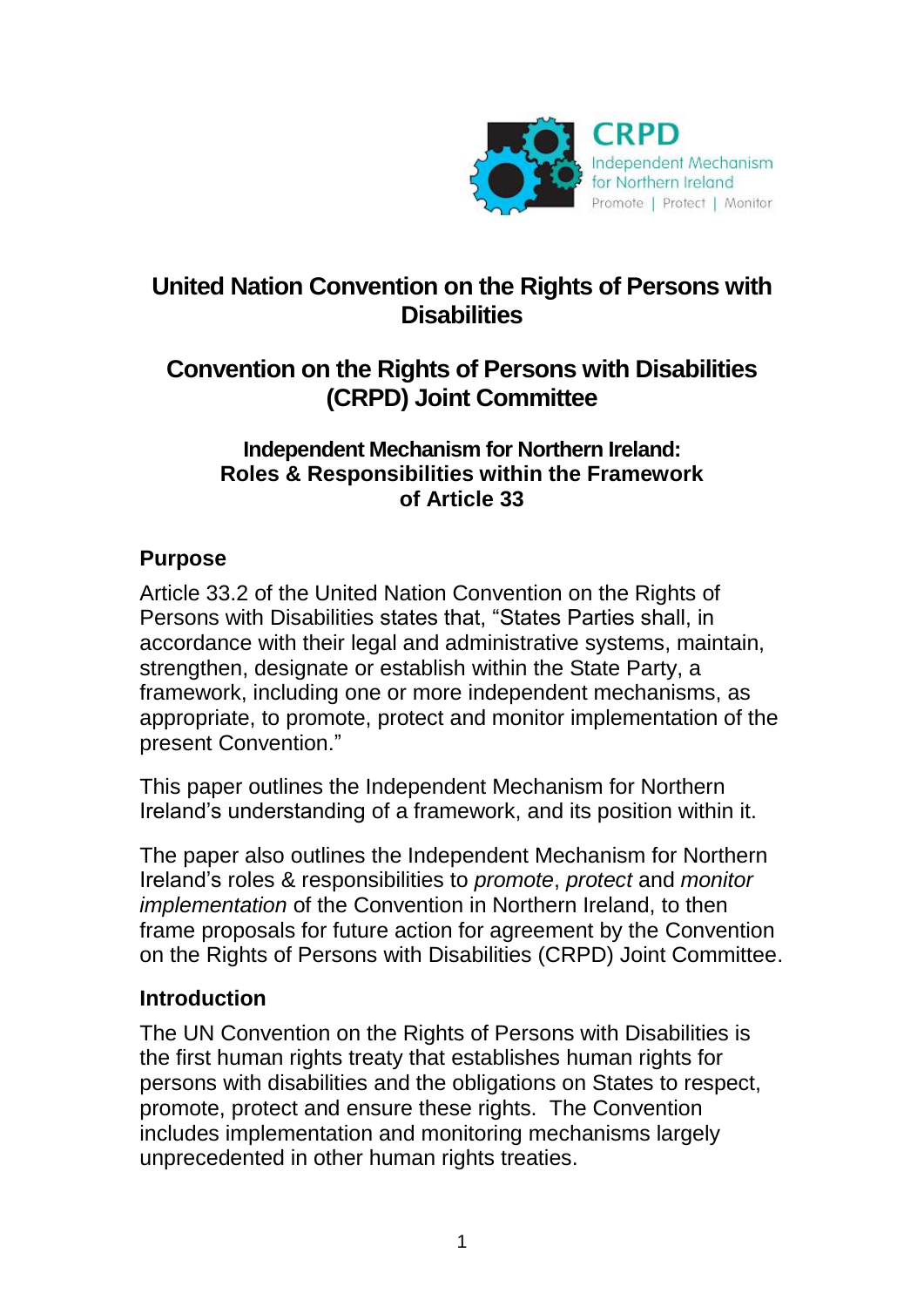CRPD
Independent Mechanism for Northern Ireland
Promote | Protect | Monitor

# United Nation Convention on the Rights of Persons with Disabilities

# Convention on the Rights of Persons with Disabilities (CRPD) Joint Committee

## Independent Mechanism for Northern Ireland: Roles & Responsibilities within the Framework of Article 33

### Purpose

Article 33.2 of the United Nation Convention on the Rights of Persons with Disabilities states that, "States Parties shall, in accordance with their legal and administrative systems, maintain, strengthen, designate or establish within the State Party, a framework, including one or more independent mechanisms, as appropriate, to promote, protect and monitor implementation of the present Convention."

This paper outlines the Independent Mechanism for Northern Ireland's understanding of a framework, and its position within it.

The paper also outlines the Independent Mechanism for Northern Ireland's roles & responsibilities to *promote*, *protect* and *monitor implementation* of the Convention in Northern Ireland, to then frame proposals for future action for agreement by the Convention on the Rights of Persons with Disabilities (CRPD) Joint Committee.

### Introduction

The UN Convention on the Rights of Persons with Disabilities is the first human rights treaty that establishes human rights for persons with disabilities and the obligations on States to respect, promote, protect and ensure these rights. The Convention includes implementation and monitoring mechanisms largely unprecedented in other human rights treaties.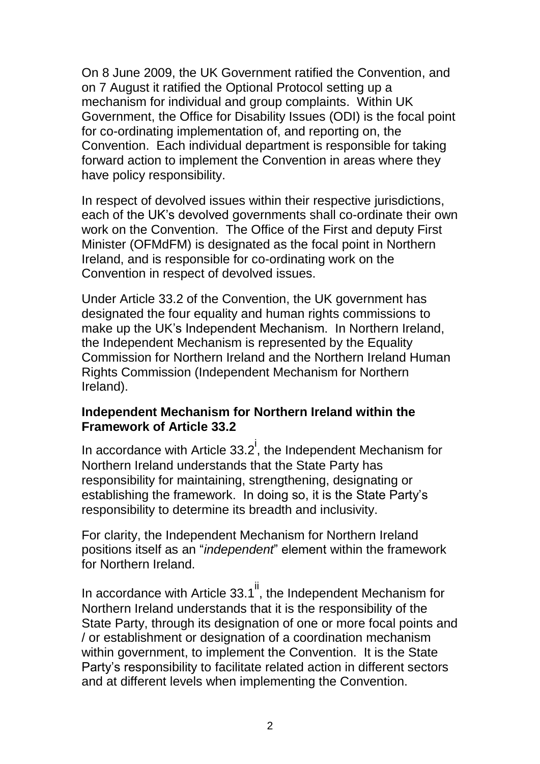On 8 June 2009, the UK Government ratified the Convention, and on 7 August it ratified the Optional Protocol setting up a mechanism for individual and group complaints. Within UK Government, the Office for Disability Issues (ODI) is the focal point for co-ordinating implementation of, and reporting on, the Convention. Each individual department is responsible for taking forward action to implement the Convention in areas where they have policy responsibility.

In respect of devolved issues within their respective jurisdictions, each of the UK's devolved governments shall co-ordinate their own work on the Convention. The Office of the First and deputy First Minister (OFMdFM) is designated as the focal point in Northern Ireland, and is responsible for co-ordinating work on the Convention in respect of devolved issues.

Under Article 33.2 of the Convention, the UK government has designated the four equality and human rights commissions to make up the UK's Independent Mechanism. In Northern Ireland, the Independent Mechanism is represented by the Equality Commission for Northern Ireland and the Northern Ireland Human Rights Commission (Independent Mechanism for Northern Ireland).

**Independent Mechanism for Northern Ireland within the Framework of Article 33.2**

In accordance with Article 33.2[i], the Independent Mechanism for Northern Ireland understands that the State Party has responsibility for maintaining, strengthening, designating or establishing the framework. In doing so, it is the State Party's responsibility to determine its breadth and inclusivity.

For clarity, the Independent Mechanism for Northern Ireland positions itself as an "*independent*" element within the framework for Northern Ireland.

In accordance with Article 33.1[ii], the Independent Mechanism for Northern Ireland understands that it is the responsibility of the State Party, through its designation of one or more focal points and / or establishment or designation of a coordination mechanism within government, to implement the Convention. It is the State Party's responsibility to facilitate related action in different sectors and at different levels when implementing the Convention.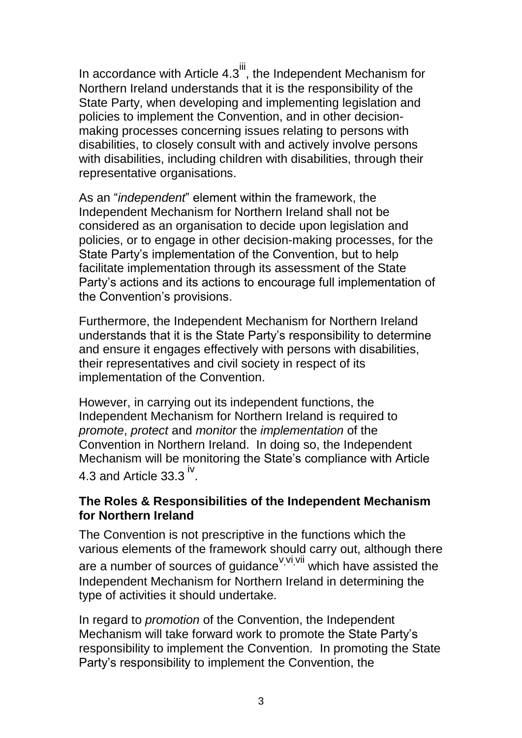In accordance with Article 4.3[iii], the Independent Mechanism for Northern Ireland understands that it is the responsibility of the State Party, when developing and implementing legislation and policies to implement the Convention, and in other decision-making processes concerning issues relating to persons with disabilities, to closely consult with and actively involve persons with disabilities, including children with disabilities, through their representative organisations.

As an "*independent*" element within the framework, the Independent Mechanism for Northern Ireland shall not be considered as an organisation to decide upon legislation and policies, or to engage in other decision-making processes, for the State Party's implementation of the Convention, but to help facilitate implementation through its assessment of the State Party's actions and its actions to encourage full implementation of the Convention's provisions.

Furthermore, the Independent Mechanism for Northern Ireland understands that it is the State Party's responsibility to determine and ensure it engages effectively with persons with disabilities, their representatives and civil society in respect of its implementation of the Convention.

However, in carrying out its independent functions, the Independent Mechanism for Northern Ireland is required to *promote*, *protect* and *monitor* the *implementation* of the Convention in Northern Ireland. In doing so, the Independent Mechanism will be monitoring the State's compliance with Article 4.3 and Article 33.3 [iv].

**The Roles & Responsibilities of the Independent Mechanism for Northern Ireland**

The Convention is not prescriptive in the functions which the various elements of the framework should carry out, although there are a number of sources of guidance[v,vi,vii] which have assisted the Independent Mechanism for Northern Ireland in determining the type of activities it should undertake.

In regard to *promotion* of the Convention, the Independent Mechanism will take forward work to promote the State Party's responsibility to implement the Convention. In promoting the State Party's responsibility to implement the Convention, the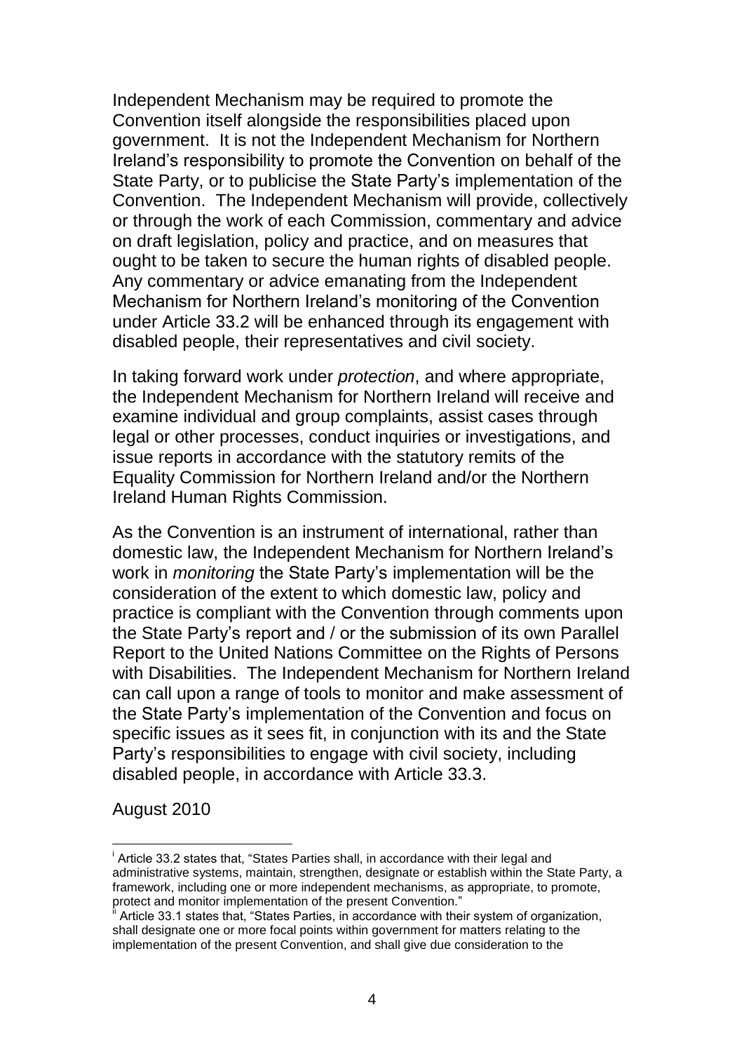Independent Mechanism may be required to promote the Convention itself alongside the responsibilities placed upon government. It is not the Independent Mechanism for Northern Ireland's responsibility to promote the Convention on behalf of the State Party, or to publicise the State Party's implementation of the Convention. The Independent Mechanism will provide, collectively or through the work of each Commission, commentary and advice on draft legislation, policy and practice, and on measures that ought to be taken to secure the human rights of disabled people. Any commentary or advice emanating from the Independent Mechanism for Northern Ireland's monitoring of the Convention under Article 33.2 will be enhanced through its engagement with disabled people, their representatives and civil society.

In taking forward work under *protection*, and where appropriate, the Independent Mechanism for Northern Ireland will receive and examine individual and group complaints, assist cases through legal or other processes, conduct inquiries or investigations, and issue reports in accordance with the statutory remits of the Equality Commission for Northern Ireland and/or the Northern Ireland Human Rights Commission.

As the Convention is an instrument of international, rather than domestic law, the Independent Mechanism for Northern Ireland's work in *monitoring* the State Party's implementation will be the consideration of the extent to which domestic law, policy and practice is compliant with the Convention through comments upon the State Party's report and / or the submission of its own Parallel Report to the United Nations Committee on the Rights of Persons with Disabilities. The Independent Mechanism for Northern Ireland can call upon a range of tools to monitor and make assessment of the State Party's implementation of the Convention and focus on specific issues as it sees fit, in conjunction with its and the State Party's responsibilities to engage with civil society, including disabled people, in accordance with Article 33.3.

August 2010

---

[i] Article 33.2 states that, "States Parties shall, in accordance with their legal and administrative systems, maintain, strengthen, designate or establish within the State Party, a framework, including one or more independent mechanisms, as appropriate, to promote, protect and monitor implementation of the present Convention."

[ii] Article 33.1 states that, "States Parties, in accordance with their system of organization, shall designate one or more focal points within government for matters relating to the implementation of the present Convention, and shall give due consideration to the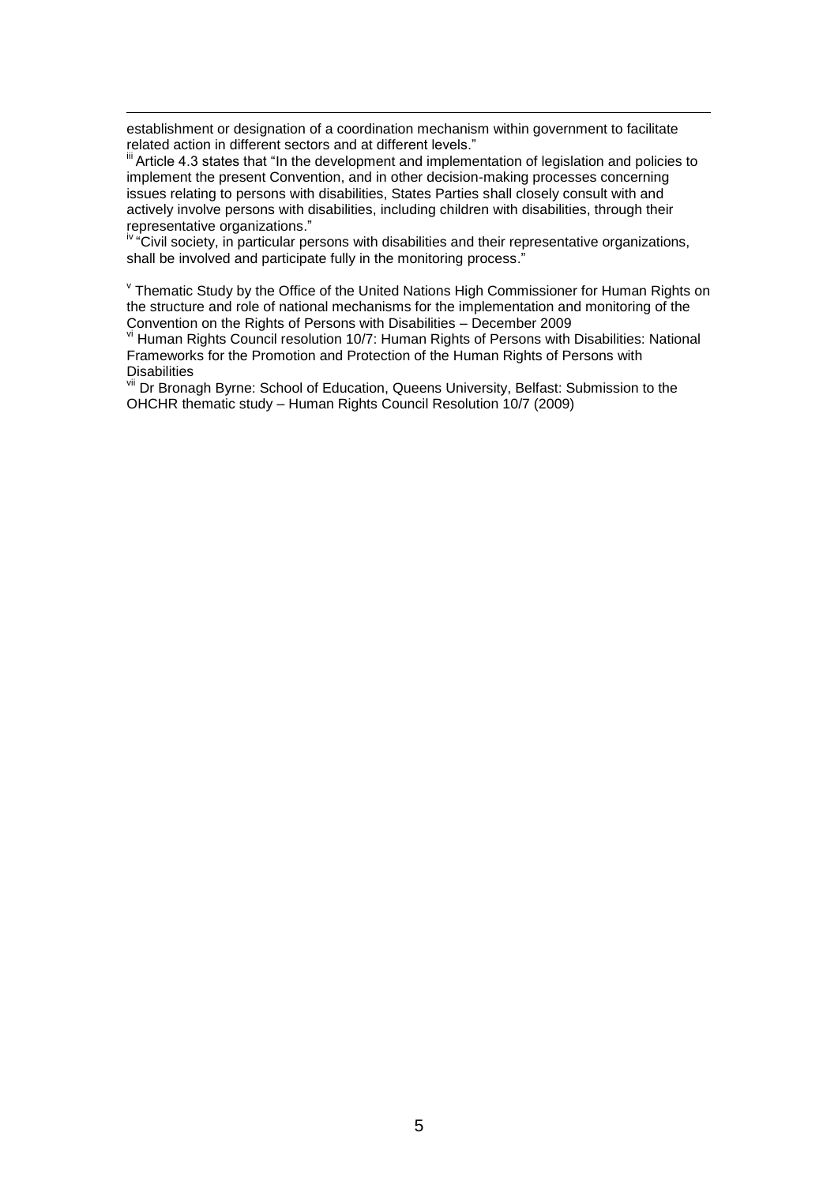establishment or designation of a coordination mechanism within government to facilitate related action in different sectors and at different levels."

[iii] Article 4.3 states that "In the development and implementation of legislation and policies to implement the present Convention, and in other decision-making processes concerning issues relating to persons with disabilities, States Parties shall closely consult with and actively involve persons with disabilities, including children with disabilities, through their representative organizations."

[iv] "Civil society, in particular persons with disabilities and their representative organizations, shall be involved and participate fully in the monitoring process."

[v] Thematic Study by the Office of the United Nations High Commissioner for Human Rights on the structure and role of national mechanisms for the implementation and monitoring of the Convention on the Rights of Persons with Disabilities – December 2009

[vi] Human Rights Council resolution 10/7: Human Rights of Persons with Disabilities: National Frameworks for the Promotion and Protection of the Human Rights of Persons with Disabilities

[vii] Dr Bronagh Byrne: School of Education, Queens University, Belfast: Submission to the OHCHR thematic study – Human Rights Council Resolution 10/7 (2009)